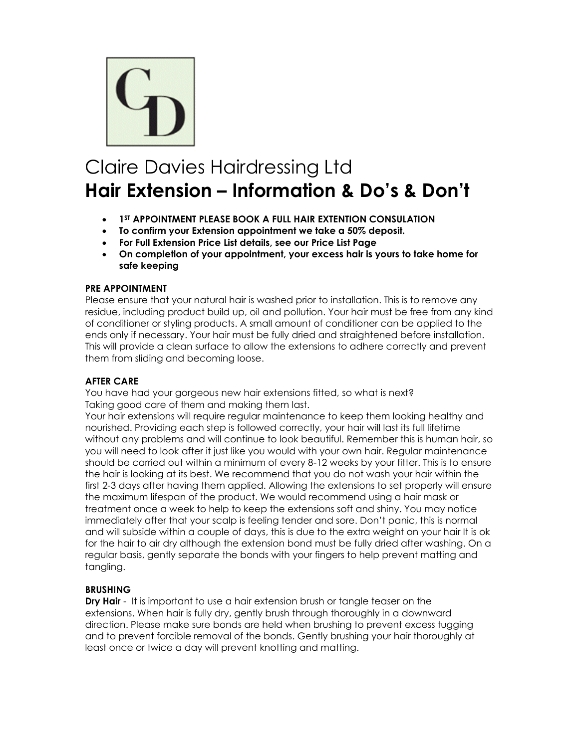# Claire Davies Hairdressing Ltd

## Hair Extension – Information & Do's & Don't

- **1ST APPOINTMENT PLEASE BOOK A FULL HAIR EXTENTION CONSULATION**
- **To confirm your Extension appointment we take a 50% deposit.**
- **For Full Extension Price List details, see our Price List Page**
- **On completion of your appointment, your excess hair is yours to take home for safe keeping**

**PRE APPOINTMENT**

Please ensure that your natural hair is washed prior to installation. This is to remove any residue, including product build up, oil and pollution. Your hair must be free from any kind of conditioner or styling products. A small amount of conditioner can be applied to the ends only if necessary. Your hair must be fully dried and straightened before installation. This will provide a clean surface to allow the extensions to adhere correctly and prevent them from sliding and becoming loose.

**AFTER CARE**

You have had your gorgeous new hair extensions fitted, so what is next?
Taking good care of them and making them last.
Your hair extensions will require regular maintenance to keep them looking healthy and nourished. Providing each step is followed correctly, your hair will last its full lifetime without any problems and will continue to look beautiful. Remember this is human hair, so you will need to look after it just like you would with your own hair. Regular maintenance should be carried out within a minimum of every 8-12 weeks by your fitter. This is to ensure the hair is looking at its best. We recommend that you do not wash your hair within the first 2-3 days after having them applied. Allowing the extensions to set properly will ensure the maximum lifespan of the product. We would recommend using a hair mask or treatment once a week to help to keep the extensions soft and shiny. You may notice immediately after that your scalp is feeling tender and sore. Don't panic, this is normal and will subside within a couple of days, this is due to the extra weight on your hair It is ok for the hair to air dry although the extension bond must be fully dried after washing. On a regular basis, gently separate the bonds with your fingers to help prevent matting and tangling.

**BRUSHING**

**Dry Hair** - It is important to use a hair extension brush or tangle teaser on the extensions. When hair is fully dry, gently brush through thoroughly in a downward direction. Please make sure bonds are held when brushing to prevent excess tugging and to prevent forcible removal of the bonds. Gently brushing your hair thoroughly at least once or twice a day will prevent knotting and matting.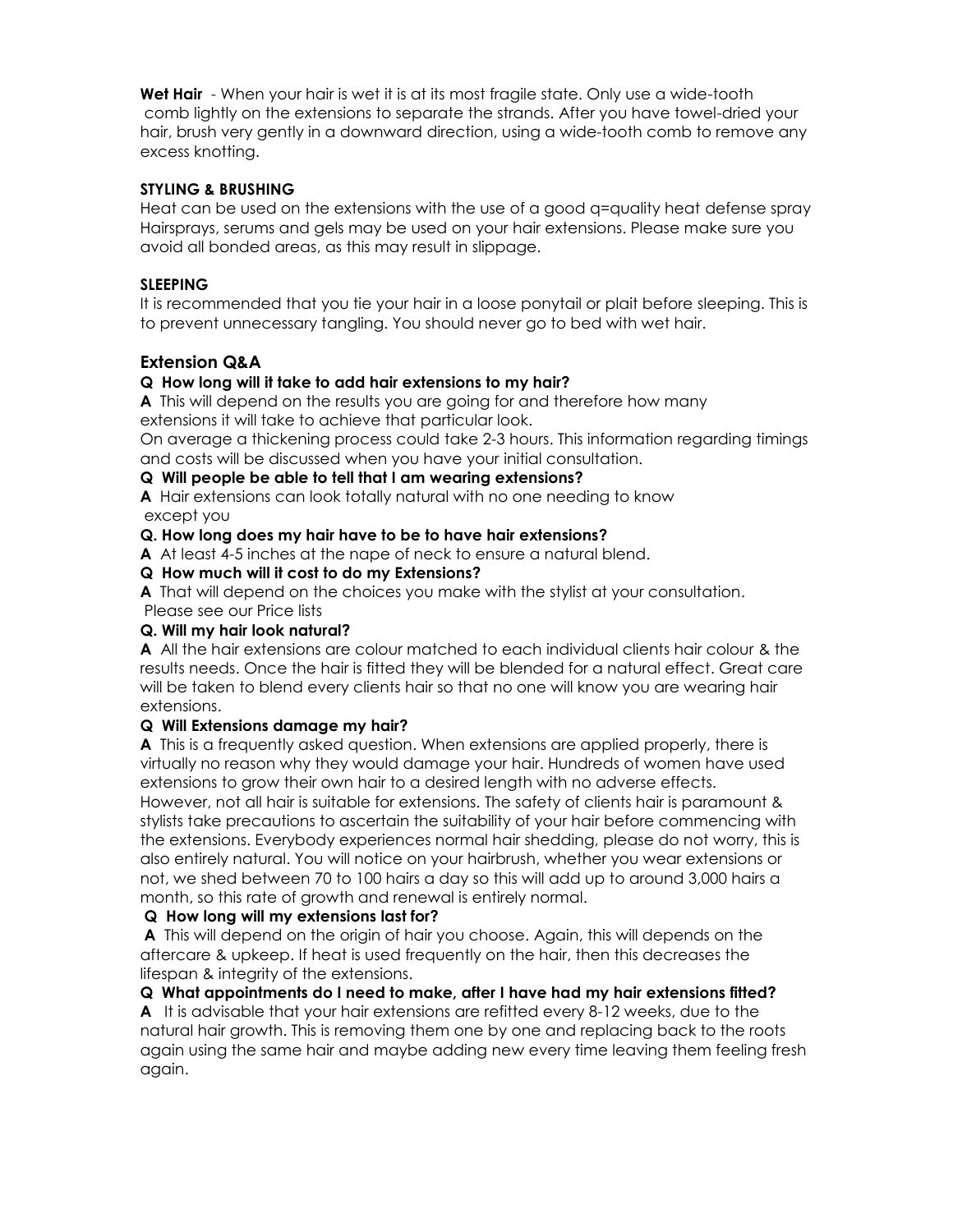**Wet Hair** - When your hair is wet it is at its most fragile state. Only use a wide-tooth comb lightly on the extensions to separate the strands. After you have towel-dried your hair, brush very gently in a downward direction, using a wide-tooth comb to remove any excess knotting.

**STYLING & BRUSHING**

Heat can be used on the extensions with the use of a good q=quality heat defense spray Hairsprays, serums and gels may be used on your hair extensions. Please make sure you avoid all bonded areas, as this may result in slippage.

**SLEEPING**

It is recommended that you tie your hair in a loose ponytail or plait before sleeping. This is to prevent unnecessary tangling. You should never go to bed with wet hair.

## Extension Q&A

**Q How long will it take to add hair extensions to my hair?**

**A** This will depend on the results you are going for and therefore how many extensions it will take to achieve that particular look.
On average a thickening process could take 2-3 hours. This information regarding timings and costs will be discussed when you have your initial consultation.

**Q Will people be able to tell that I am wearing extensions?**

**A** Hair extensions can look totally natural with no one needing to know except you

**Q. How long does my hair have to be to have hair extensions?**

**A** At least 4-5 inches at the nape of neck to ensure a natural blend.

**Q How much will it cost to do my Extensions?**

**A** That will depend on the choices you make with the stylist at your consultation. Please see our Price lists

**Q. Will my hair look natural?**

**A** All the hair extensions are colour matched to each individual clients hair colour & the results needs. Once the hair is fitted they will be blended for a natural effect. Great care will be taken to blend every clients hair so that no one will know you are wearing hair extensions.

**Q Will Extensions damage my hair?**

**A** This is a frequently asked question. When extensions are applied properly, there is virtually no reason why they would damage your hair. Hundreds of women have used extensions to grow their own hair to a desired length with no adverse effects.
However, not all hair is suitable for extensions. The safety of clients hair is paramount & stylists take precautions to ascertain the suitability of your hair before commencing with the extensions. Everybody experiences normal hair shedding, please do not worry, this is also entirely natural. You will notice on your hairbrush, whether you wear extensions or not, we shed between 70 to 100 hairs a day so this will add up to around 3,000 hairs a month, so this rate of growth and renewal is entirely normal.

**Q How long will my extensions last for?**

**A** This will depend on the origin of hair you choose. Again, this will depends on the aftercare & upkeep. If heat is used frequently on the hair, then this decreases the lifespan & integrity of the extensions.

**Q What appointments do I need to make, after I have had my hair extensions fitted?**

**A** It is advisable that your hair extensions are refitted every 8-12 weeks, due to the natural hair growth. This is removing them one by one and replacing back to the roots again using the same hair and maybe adding new every time leaving them feeling fresh again.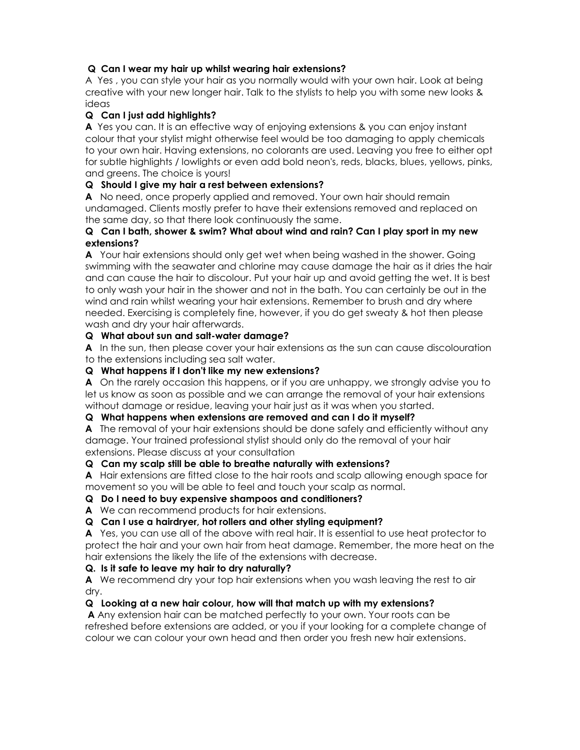**Q Can I wear my hair up whilst wearing hair extensions?**

A Yes , you can style your hair as you normally would with your own hair. Look at being creative with your new longer hair. Talk to the stylists to help you with some new looks & ideas

**Q Can I just add highlights?**

**A** Yes you can. It is an effective way of enjoying extensions & you can enjoy instant colour that your stylist might otherwise feel would be too damaging to apply chemicals to your own hair. Having extensions, no colorants are used. Leaving you free to either opt for subtle highlights / lowlights or even add bold neon's, reds, blacks, blues, yellows, pinks, and greens. The choice is yours!

**Q Should I give my hair a rest between extensions?**

**A** No need, once properly applied and removed. Your own hair should remain undamaged. Clients mostly prefer to have their extensions removed and replaced on the same day, so that there look continuously the same.

**Q Can I bath, shower & swim? What about wind and rain? Can I play sport in my new extensions?**

**A** Your hair extensions should only get wet when being washed in the shower. Going swimming with the seawater and chlorine may cause damage the hair as it dries the hair and can cause the hair to discolour. Put your hair up and avoid getting the wet. It is best to only wash your hair in the shower and not in the bath. You can certainly be out in the wind and rain whilst wearing your hair extensions. Remember to brush and dry where needed. Exercising is completely fine, however, if you do get sweaty & hot then please wash and dry your hair afterwards.

**Q What about sun and salt-water damage?**

**A** In the sun, then please cover your hair extensions as the sun can cause discolouration to the extensions including sea salt water.

**Q What happens if I don't like my new extensions?**

**A** On the rarely occasion this happens, or if you are unhappy, we strongly advise you to let us know as soon as possible and we can arrange the removal of your hair extensions without damage or residue, leaving your hair just as it was when you started.

**Q What happens when extensions are removed and can I do it myself?**

**A** The removal of your hair extensions should be done safely and efficiently without any damage. Your trained professional stylist should only do the removal of your hair extensions. Please discuss at your consultation

**Q Can my scalp still be able to breathe naturally with extensions?**

**A** Hair extensions are fitted close to the hair roots and scalp allowing enough space for movement so you will be able to feel and touch your scalp as normal.

**Q Do I need to buy expensive shampoos and conditioners?**

**A** We can recommend products for hair extensions.

**Q Can I use a hairdryer, hot rollers and other styling equipment?**

**A** Yes, you can use all of the above with real hair. It is essential to use heat protector to protect the hair and your own hair from heat damage. Remember, the more heat on the hair extensions the likely the life of the extensions with decrease.

**Q. Is it safe to leave my hair to dry naturally?**

**A** We recommend dry your top hair extensions when you wash leaving the rest to air dry.

**Q Looking at a new hair colour, how will that match up with my extensions?**

**A** Any extension hair can be matched perfectly to your own. Your roots can be refreshed before extensions are added, or you if your looking for a complete change of colour we can colour your own head and then order you fresh new hair extensions.